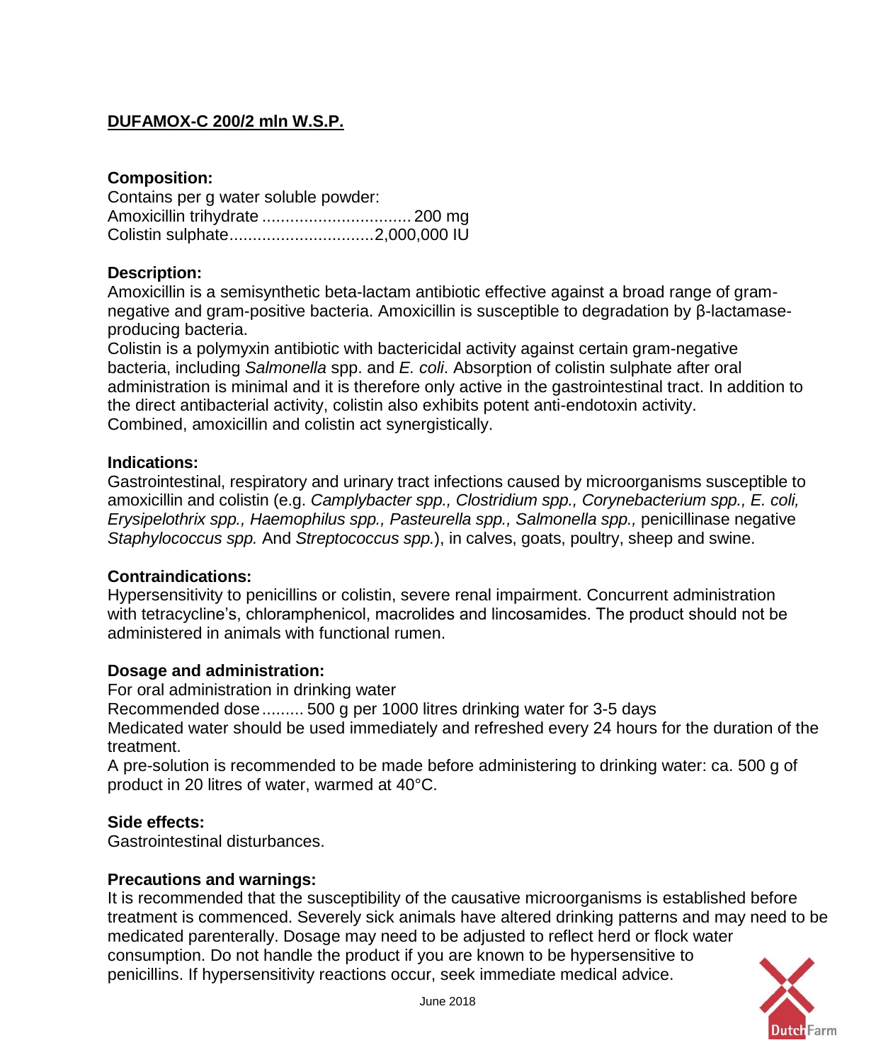**DUFAMOX-C 200/2 mln W.S.P.**

**Composition:**

Contains per g water soluble powder:
Amoxicillin trihydrate ................................ 200 mg
Colistin sulphate...............................2,000,000 IU

**Description:**

Amoxicillin is a semisynthetic beta-lactam antibiotic effective against a broad range of gram-negative and gram-positive bacteria. Amoxicillin is susceptible to degradation by β-lactamase-producing bacteria.
Colistin is a polymyxin antibiotic with bactericidal activity against certain gram-negative bacteria, including *Salmonella* spp. and *E. coli*. Absorption of colistin sulphate after oral administration is minimal and it is therefore only active in the gastrointestinal tract. In addition to the direct antibacterial activity, colistin also exhibits potent anti-endotoxin activity.
Combined, amoxicillin and colistin act synergistically.

**Indications:**

Gastrointestinal, respiratory and urinary tract infections caused by microorganisms susceptible to amoxicillin and colistin (e.g. *Camplybacter spp., Clostridium spp., Corynebacterium spp., E. coli, Erysipelothrix spp., Haemophilus spp., Pasteurella spp., Salmonella spp.,* penicillinase negative *Staphylococcus spp.* And *Streptococcus spp.*), in calves, goats, poultry, sheep and swine.

**Contraindications:**

Hypersensitivity to penicillins or colistin, severe renal impairment. Concurrent administration with tetracycline's, chloramphenicol, macrolides and lincosamides. The product should not be administered in animals with functional rumen.

**Dosage and administration:**

For oral administration in drinking water
Recommended dose......... 500 g per 1000 litres drinking water for 3-5 days
Medicated water should be used immediately and refreshed every 24 hours for the duration of the treatment.
A pre-solution is recommended to be made before administering to drinking water: ca. 500 g of product in 20 litres of water, warmed at 40°C.

**Side effects:**

Gastrointestinal disturbances.

**Precautions and warnings:**

It is recommended that the susceptibility of the causative microorganisms is established before treatment is commenced. Severely sick animals have altered drinking patterns and may need to be medicated parenterally. Dosage may need to be adjusted to reflect herd or flock water consumption. Do not handle the product if you are known to be hypersensitive to penicillins. If hypersensitivity reactions occur, seek immediate medical advice.

June 2018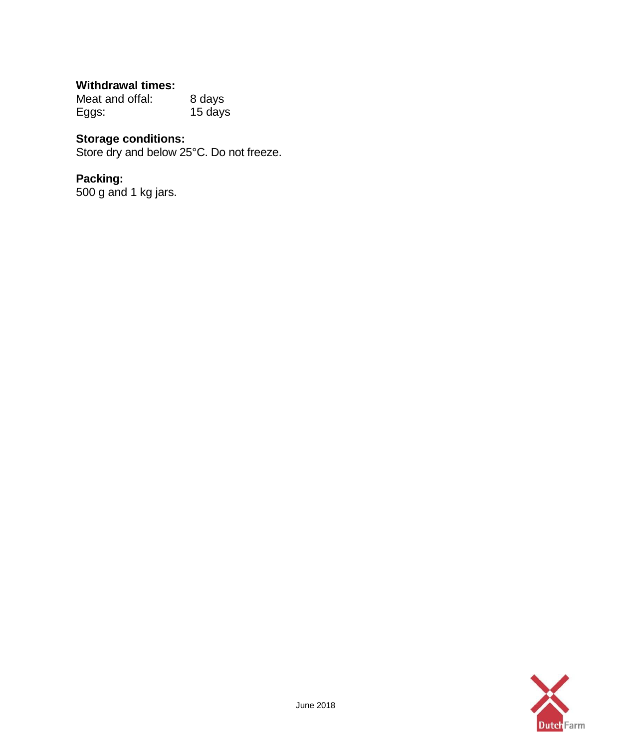**Withdrawal times:**

| | |
|---|---|
| Meat and offal: | 8 days |
| Eggs: | 15 days |

**Storage conditions:**
Store dry and below 25°C. Do not freeze.

**Packing:**
500 g and 1 kg jars.

June 2018